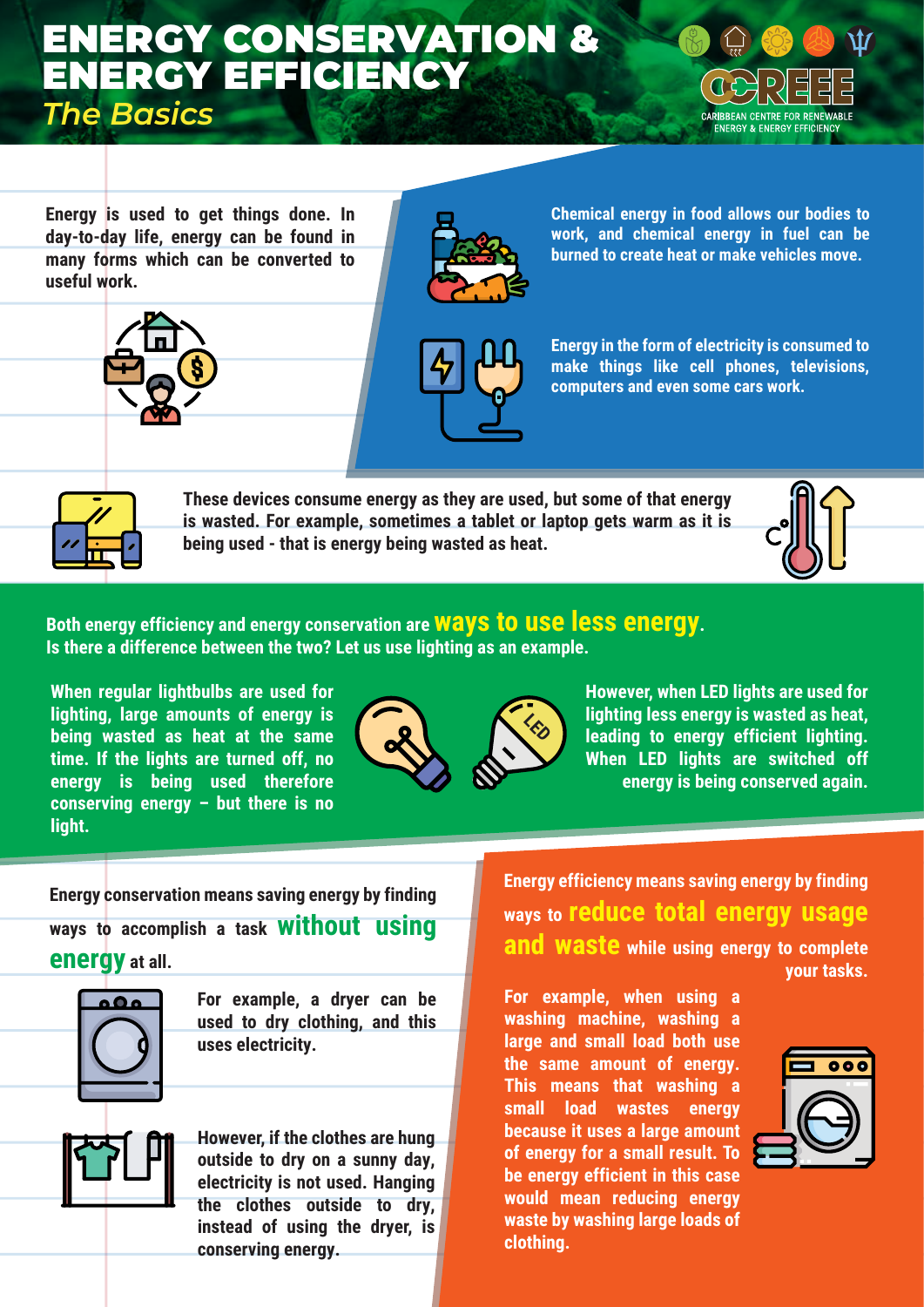# ENERGY CONSERVATION & ENERGY EFFICIENCY

## *The Basics*

CCREEE — CARIBBEAN CENTRE FOR RENEWABLE ENERGY & ENERGY EFFICIENCY

**Energy is used to get things done. In day-to-day life, energy can be found in many forms which can be converted to useful work.**

**Chemical energy in food allows our bodies to work, and chemical energy in fuel can be burned to create heat or make vehicles move.**

**Energy in the form of electricity is consumed to make things like cell phones, televisions, computers and even some cars work.**

**These devices consume energy as they are used, but some of that energy is wasted. For example, sometimes a tablet or laptop gets warm as it is being used - that is energy being wasted as heat.**

**Both energy efficiency and energy conservation are ways to use less energy. Is there a difference between the two? Let us use lighting as an example.**

**When regular lightbulbs are used for lighting, large amounts of energy is being wasted as heat at the same time. If the lights are turned off, no energy is being used therefore conserving energy – but there is no light.**

**However, when LED lights are used for lighting less energy is wasted as heat, leading to energy efficient lighting. When LED lights are switched off energy is being conserved again.**

**Energy conservation means saving energy by finding ways to accomplish a task without using energy at all.**

**For example, a dryer can be used to dry clothing, and this uses electricity.**

**However, if the clothes are hung outside to dry on a sunny day, electricity is not used. Hanging the clothes outside to dry, instead of using the dryer, is conserving energy.**

**Energy efficiency means saving energy by finding ways to reduce total energy usage and waste while using energy to complete your tasks.**

**For example, when using a washing machine, washing a large and small load both use the same amount of energy. This means that washing a small load wastes energy because it uses a large amount of energy for a small result. To be energy efficient in this case would mean reducing energy waste by washing large loads of clothing.**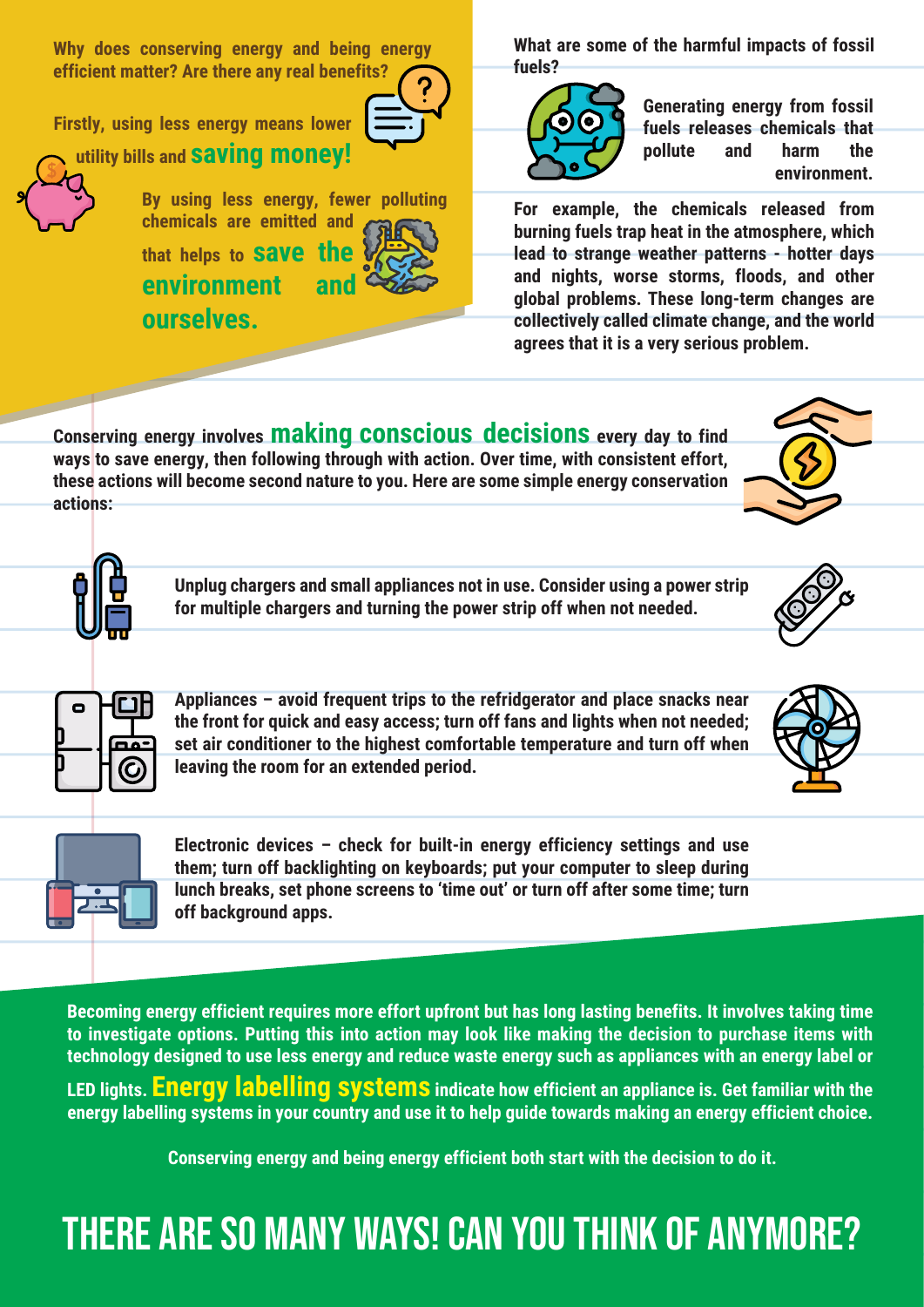**Why does conserving energy and being energy efficient matter? Are there any real benefits?**

**Firstly, using less energy means lower utility bills and saving money!**

**By using less energy, fewer polluting chemicals are emitted and that helps to save the environment and ourselves.**

**What are some of the harmful impacts of fossil fuels?**

**Generating energy from fossil fuels releases chemicals that pollute and harm the environment.**

**For example, the chemicals released from burning fuels trap heat in the atmosphere, which lead to strange weather patterns - hotter days and nights, worse storms, floods, and other global problems. These long-term changes are collectively called climate change, and the world agrees that it is a very serious problem.**

**Conserving energy involves making conscious decisions every day to find ways to save energy, then following through with action. Over time, with consistent effort, these actions will become second nature to you. Here are some simple energy conservation actions:**

**Unplug chargers and small appliances not in use. Consider using a power strip for multiple chargers and turning the power strip off when not needed.**

**Appliances – avoid frequent trips to the refridgerator and place snacks near the front for quick and easy access; turn off fans and lights when not needed; set air conditioner to the highest comfortable temperature and turn off when leaving the room for an extended period.**

**Electronic devices – check for built-in energy efficiency settings and use them; turn off backlighting on keyboards; put your computer to sleep during lunch breaks, set phone screens to 'time out' or turn off after some time; turn off background apps.**

**Becoming energy efficient requires more effort upfront but has long lasting benefits. It involves taking time to investigate options. Putting this into action may look like making the decision to purchase items with technology designed to use less energy and reduce waste energy such as appliances with an energy label or LED lights. Energy labelling systems indicate how efficient an appliance is. Get familiar with the energy labelling systems in your country and use it to help guide towards making an energy efficient choice.**

**Conserving energy and being energy efficient both start with the decision to do it.**

# THERE ARE SO MANY WAYS! CAN YOU THINK OF ANYMORE?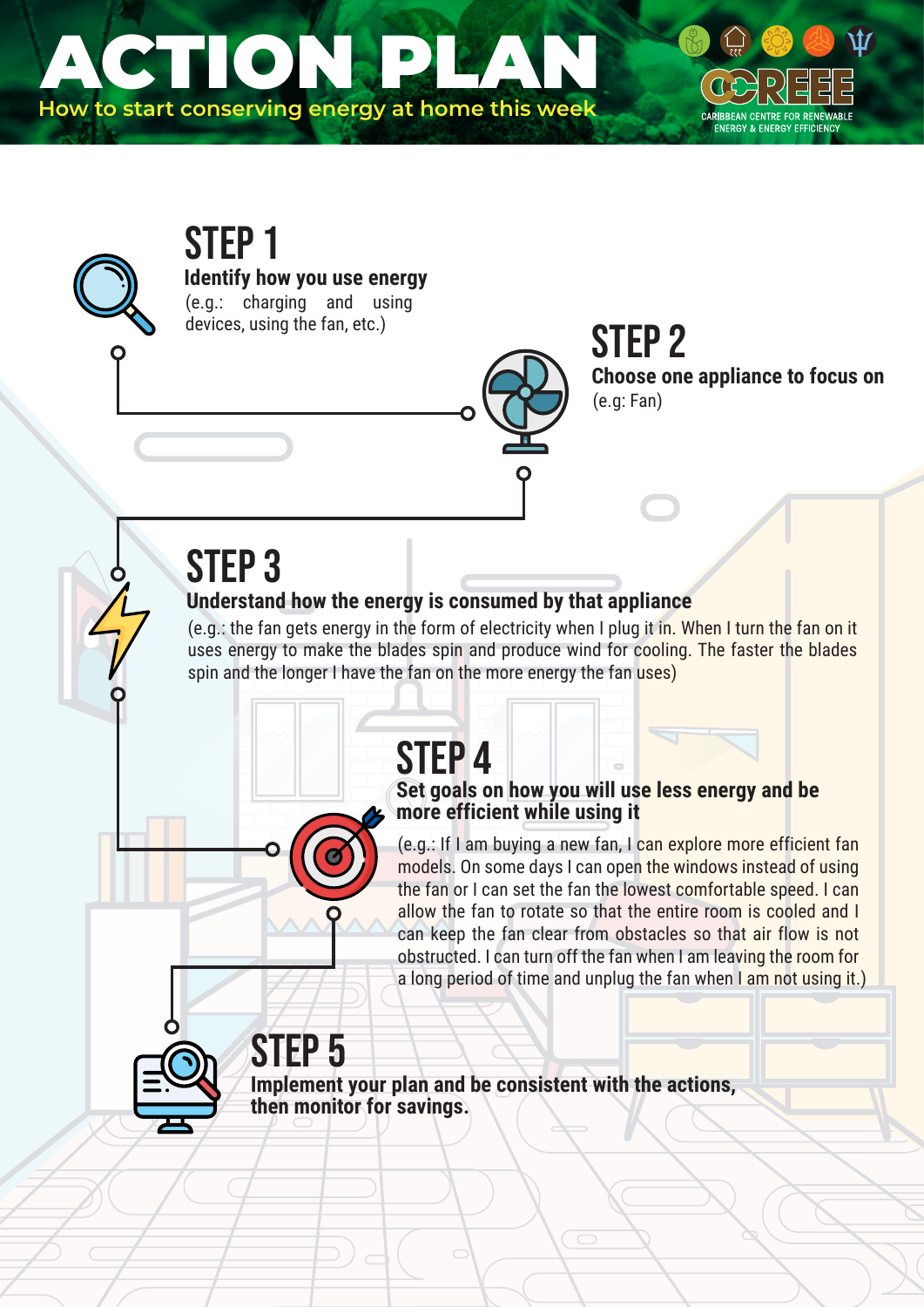# ACTION PLAN

How to start conserving energy at home this week

CCREEE
CARIBBEAN CENTRE FOR RENEWABLE ENERGY & ENERGY EFFICIENCY

## STEP 1

**Identify how you use energy**

(e.g.: charging and using devices, using the fan, etc.)

## STEP 2

**Choose one appliance to focus on**

(e.g: Fan)

## STEP 3

**Understand how the energy is consumed by that appliance**

(e.g.: the fan gets energy in the form of electricity when I plug it in. When I turn the fan on it uses energy to make the blades spin and produce wind for cooling. The faster the blades spin and the longer I have the fan on the more energy the fan uses)

## STEP 4

**Set goals on how you will use less energy and be more efficient while using it**

(e.g.: If I am buying a new fan, I can explore more efficient fan models. On some days I can open the windows instead of using the fan or I can set the fan the lowest comfortable speed. I can allow the fan to rotate so that the entire room is cooled and I can keep the fan clear from obstacles so that air flow is not obstructed. I can turn off the fan when I am leaving the room for a long period of time and unplug the fan when I am not using it.)

## STEP 5

**Implement your plan and be consistent with the actions, then monitor for savings.**